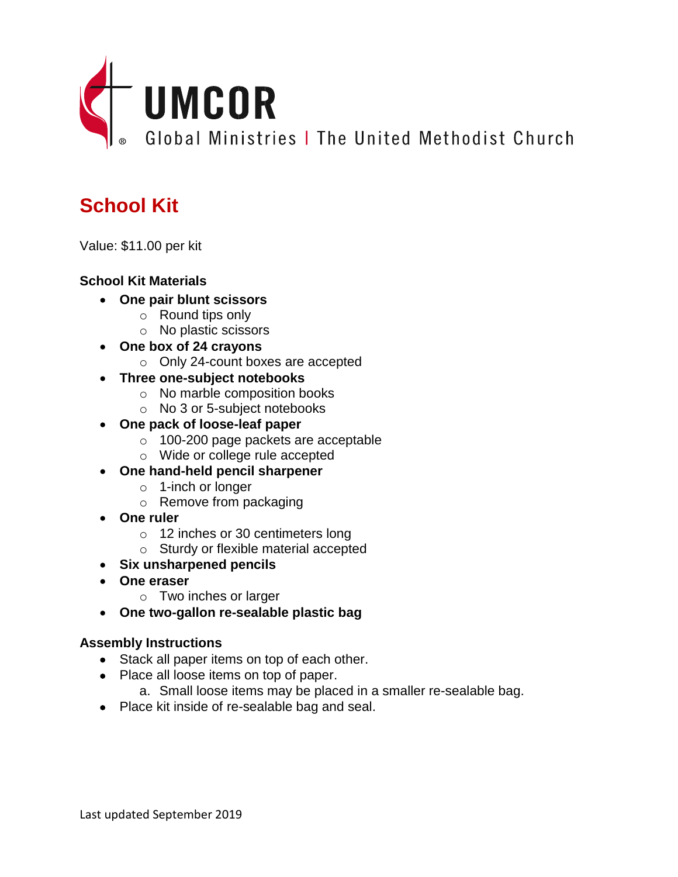UMCOR

Global Ministries | The United Methodist Church

# School Kit

Value: $11.00 per kit

**School Kit Materials**

- **One pair blunt scissors**
  - Round tips only
  - No plastic scissors
- **One box of 24 crayons**
  - Only 24-count boxes are accepted
- **Three one-subject notebooks**
  - No marble composition books
  - No 3 or 5-subject notebooks
- **One pack of loose-leaf paper**
  - 100-200 page packets are acceptable
  - Wide or college rule accepted
- **One hand-held pencil sharpener**
  - 1-inch or longer
  - Remove from packaging
- **One ruler**
  - 12 inches or 30 centimeters long
  - Sturdy or flexible material accepted
- **Six unsharpened pencils**
- **One eraser**
  - Two inches or larger
- **One two-gallon re-sealable plastic bag**

**Assembly Instructions**

- Stack all paper items on top of each other.
- Place all loose items on top of paper.
  a. Small loose items may be placed in a smaller re-sealable bag.
- Place kit inside of re-sealable bag and seal.

Last updated September 2019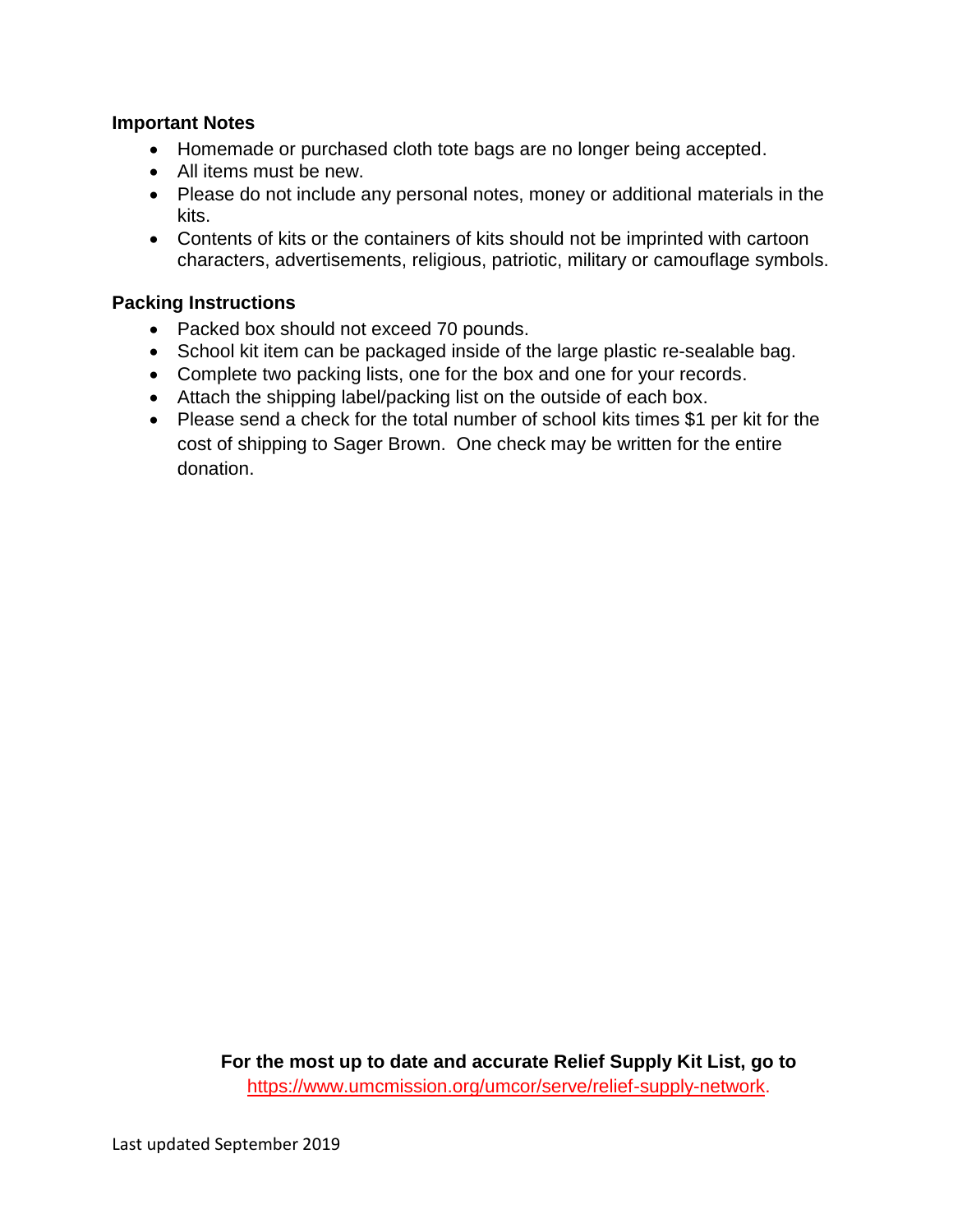**Important Notes**

- Homemade or purchased cloth tote bags are no longer being accepted.
- All items must be new.
- Please do not include any personal notes, money or additional materials in the kits.
- Contents of kits or the containers of kits should not be imprinted with cartoon characters, advertisements, religious, patriotic, military or camouflage symbols.

**Packing Instructions**

- Packed box should not exceed 70 pounds.
- School kit item can be packaged inside of the large plastic re-sealable bag.
- Complete two packing lists, one for the box and one for your records.
- Attach the shipping label/packing list on the outside of each box.
- Please send a check for the total number of school kits times $1 per kit for the cost of shipping to Sager Brown. One check may be written for the entire donation.

**For the most up to date and accurate Relief Supply Kit List, go to**
https://www.umcmission.org/umcor/serve/relief-supply-network.

Last updated September 2019